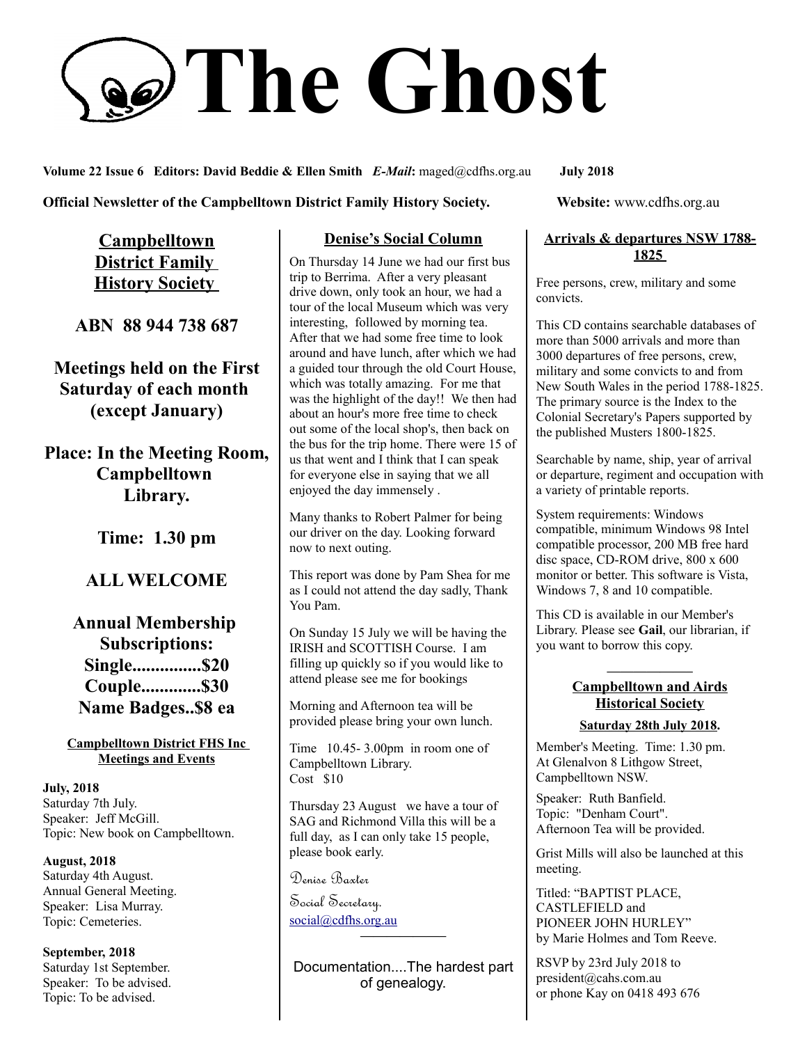# The Ghost

**Volume 22 Issue 6 Editors: David Beddie & Ellen Smith** ***E-Mail*****:** maged@cdfhs.org.au **July 2018**

**Official Newsletter of the Campbelltown District Family History Society.** **Website:** www.cdfhs.org.au

## Campbelltown District Family History Society

**ABN 88 944 738 687**

**Meetings held on the First Saturday of each month (except January)**

**Place: In the Meeting Room, Campbelltown Library.**

**Time: 1.30 pm**

**ALL WELCOME**

**Annual Membership Subscriptions:**
**Single...............$20**
**Couple.............$30**
**Name Badges..$8 ea**

### Campbelltown District FHS Inc Meetings and Events

**July, 2018**
Saturday 7th July.
Speaker: Jeff McGill.
Topic: New book on Campbelltown.

**August, 2018**
Saturday 4th August.
Annual General Meeting.
Speaker: Lisa Murray.
Topic: Cemeteries.

**September, 2018**
Saturday 1st September.
Speaker: To be advised.
Topic: To be advised.

## Denise's Social Column

On Thursday 14 June we had our first bus trip to Berrima. After a very pleasant drive down, only took an hour, we had a tour of the local Museum which was very interesting, followed by morning tea. After that we had some free time to look around and have lunch, after which we had a guided tour through the old Court House, which was totally amazing. For me that was the highlight of the day!! We then had about an hour's more free time to check out some of the local shop's, then back on the bus for the trip home. There were 15 of us that went and I think that I can speak for everyone else in saying that we all enjoyed the day immensely .

Many thanks to Robert Palmer for being our driver on the day. Looking forward now to next outing.

This report was done by Pam Shea for me as I could not attend the day sadly, Thank You Pam.

On Sunday 15 July we will be having the IRISH and SCOTTISH Course. I am filling up quickly so if you would like to attend please see me for bookings

Morning and Afternoon tea will be provided please bring your own lunch.

Time 10.45- 3.00pm in room one of Campbelltown Library.
Cost $10

Thursday 23 August we have a tour of SAG and Richmond Villa this will be a full day, as I can only take 15 people, please book early.

Denise Baxter
Social Secretary.
social@cdfhs.org.au

---

Documentation....The hardest part of genealogy.

## Arrivals & departures NSW 1788-1825

Free persons, crew, military and some convicts.

This CD contains searchable databases of more than 5000 arrivals and more than 3000 departures of free persons, crew, military and some convicts to and from New South Wales in the period 1788-1825. The primary source is the Index to the Colonial Secretary's Papers supported by the published Musters 1800-1825.

Searchable by name, ship, year of arrival or departure, regiment and occupation with a variety of printable reports.

System requirements: Windows compatible, minimum Windows 98 Intel compatible processor, 200 MB free hard disc space, CD-ROM drive, 800 x 600 monitor or better. This software is Vista, Windows 7, 8 and 10 compatible.

This CD is available in our Member's Library. Please see **Gail**, our librarian, if you want to borrow this copy.

---

## Campbelltown and Airds Historical Society

**Saturday 28th July 2018.**

Member's Meeting. Time: 1.30 pm.
At Glenalvon 8 Lithgow Street, Campbelltown NSW.

Speaker: Ruth Banfield.
Topic: "Denham Court".
Afternoon Tea will be provided.

Grist Mills will also be launched at this meeting.

Titled: "BAPTIST PLACE, CASTLEFIELD and PIONEER JOHN HURLEY" by Marie Holmes and Tom Reeve.

RSVP by 23rd July 2018 to president@cahs.com.au or phone Kay on 0418 493 676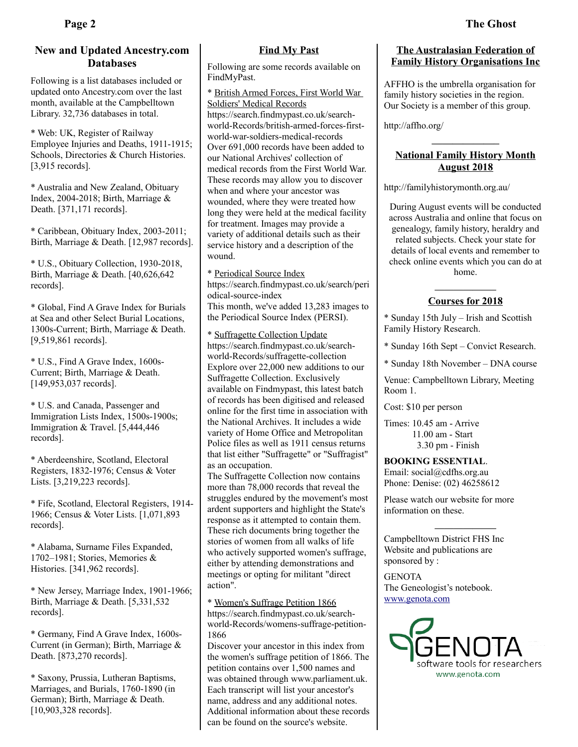## New and Updated Ancestry.com Databases

Following is a list databases included or updated onto Ancestry.com over the last month, available at the Campbelltown Library. 32,736 databases in total.

* Web: UK, Register of Railway Employee Injuries and Deaths, 1911-1915; Schools, Directories & Church Histories. [3,915 records].

* Australia and New Zealand, Obituary Index, 2004-2018; Birth, Marriage & Death. [371,171 records].

* Caribbean, Obituary Index, 2003-2011; Birth, Marriage & Death. [12,987 records].

* U.S., Obituary Collection, 1930-2018, Birth, Marriage & Death. [40,626,642 records].

* Global, Find A Grave Index for Burials at Sea and other Select Burial Locations, 1300s-Current; Birth, Marriage & Death. [9,519,861 records].

* U.S., Find A Grave Index, 1600s-Current; Birth, Marriage & Death. [149,953,037 records].

* U.S. and Canada, Passenger and Immigration Lists Index, 1500s-1900s; Immigration & Travel. [5,444,446 records].

* Aberdeenshire, Scotland, Electoral Registers, 1832-1976; Census & Voter Lists. [3,219,223 records].

* Fife, Scotland, Electoral Registers, 1914-1966; Census & Voter Lists. [1,071,893 records].

* Alabama, Surname Files Expanded, 1702–1981; Stories, Memories & Histories. [341,962 records].

* New Jersey, Marriage Index, 1901-1966; Birth, Marriage & Death. [5,331,532 records].

* Germany, Find A Grave Index, 1600s-Current (in German); Birth, Marriage & Death. [873,270 records].

* Saxony, Prussia, Lutheran Baptisms, Marriages, and Burials, 1760-1890 (in German); Birth, Marriage & Death. [10,903,328 records].

## Find My Past

Following are some records available on FindMyPast.

* British Armed Forces, First World War Soldiers' Medical Records
https://search.findmypast.co.uk/search-world-Records/british-armed-forces-first-world-war-soldiers-medical-records
Over 691,000 records have been added to our National Archives' collection of medical records from the First World War. These records may allow you to discover when and where your ancestor was wounded, where they were treated how long they were held at the medical facility for treatment. Images may provide a variety of additional details such as their service history and a description of the wound.

* Periodical Source Index
https://search.findmypast.co.uk/search/periodical-source-index
This month, we've added 13,283 images to the Periodical Source Index (PERSI).

* Suffragette Collection Update
https://search.findmypast.co.uk/search-world-Records/suffragette-collection
Explore over 22,000 new additions to our Suffragette Collection. Exclusively available on Findmypast, this latest batch of records has been digitised and released online for the first time in association with the National Archives. It includes a wide variety of Home Office and Metropolitan Police files as well as 1911 census returns that list either "Suffragette" or "Suffragist" as an occupation.
The Suffragette Collection now contains more than 78,000 records that reveal the struggles endured by the movement's most ardent supporters and highlight the State's response as it attempted to contain them. These rich documents bring together the stories of women from all walks of life who actively supported women's suffrage, either by attending demonstrations and meetings or opting for militant "direct action".

* Women's Suffrage Petition 1866
https://search.findmypast.co.uk/search-world-Records/womens-suffrage-petition-1866
Discover your ancestor in this index from the women's suffrage petition of 1866. The petition contains over 1,500 names and was obtained through www.parliament.uk. Each transcript will list your ancestor's name, address and any additional notes. Additional information about these records can be found on the source's website.

## The Australasian Federation of Family History Organisations Inc

AFFHO is the umbrella organisation for family history societies in the region. Our Society is a member of this group.

http://affho.org/

---

## National Family History Month August 2018

http://familyhistorymonth.org.au/

During August events will be conducted across Australia and online that focus on genealogy, family history, heraldry and related subjects. Check your state for details of local events and remember to check online events which you can do at home.

---

## Courses for 2018

* Sunday 15th July – Irish and Scottish Family History Research.

* Sunday 16th Sept – Convict Research.

* Sunday 18th November – DNA course

Venue: Campbelltown Library, Meeting Room 1.

Cost: $10 per person

Times: 10.45 am - Arrive
11.00 am - Start
3.30 pm - Finish

**BOOKING ESSENTIAL**.
Email: social@cdfhs.org.au
Phone: Denise: (02) 46258612

Please watch our website for more information on these.

---

Campbelltown District FHS Inc Website and publications are sponsored by :

GENOTA
The Geneologist's notebook.
www.genota.com

GENOTA
software tools for researchers
www.genota.com